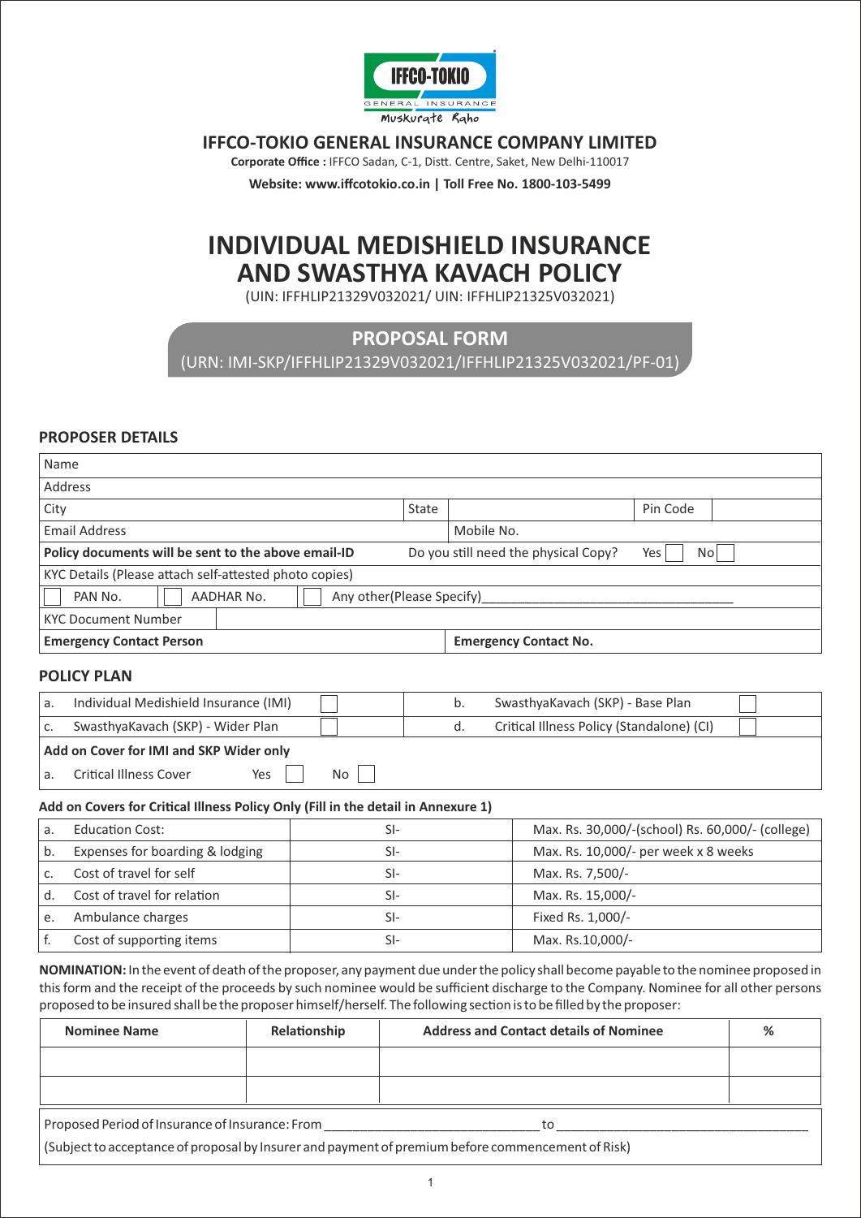# IFFCO-TOKIO GENERAL INSURANCE COMPANY LIMITED

**Corporate Office :** IFFCO Sadan, C-1, Distt. Centre, Saket, New Delhi-110017

**Website: www.iffcotokio.co.in | Toll Free No. 1800-103-5499**

# INDIVIDUAL MEDISHIELD INSURANCE AND SWASTHYA KAVACH POLICY

(UIN: IFFHLIP21329V032021/ UIN: IFFHLIP21325V032021)

## PROPOSAL FORM

(URN: IMI-SKP/IFFHLIP21329V032021/IFFHLIP21325V032021/PF-01)

### PROPOSER DETAILS

| Name | | | |
|---|---|---|---|
| Address | | | |
| City | State | | Pin Code |
| Email Address | Mobile No. | | |
| **Policy documents will be sent to the above email-ID** | Do you still need the physical Copy? Yes ☐ No ☐ | | |
| KYC Details (Please attach self-attested photo copies) | | | |
| ☐ PAN No. ☐ AADHAR No. ☐ Any other(Please Specify)________ | | | |
| KYC Document Number | | | |
| **Emergency Contact Person** | **Emergency Contact No.** | | |

### POLICY PLAN

| | | | | | |
|---|---|---|---|---|---|
| a. | Individual Medishield Insurance (IMI) | ☐ | b. | SwasthyaKavach (SKP) - Base Plan | ☐ |
| c. | SwasthyaKavach (SKP) - Wider Plan | ☐ | d. | Critical Illness Policy (Standalone) (CI) | ☐ |

**Add on Cover for IMI and SKP Wider only**

a. Critical Illness Cover Yes ☐ No ☐

**Add on Covers for Critical Illness Policy Only (Fill in the detail in Annexure 1)**

| | | | |
|---|---|---|---|
| a. | Education Cost: | SI- | Max. Rs. 30,000/-(school) Rs. 60,000/- (college) |
| b. | Expenses for boarding & lodging | SI- | Max. Rs. 10,000/- per week x 8 weeks |
| c. | Cost of travel for self | SI- | Max. Rs. 7,500/- |
| d. | Cost of travel for relation | SI- | Max. Rs. 15,000/- |
| e. | Ambulance charges | SI- | Fixed Rs. 1,000/- |
| f. | Cost of supporting items | SI- | Max. Rs.10,000/- |

**NOMINATION:** In the event of death of the proposer, any payment due under the policy shall become payable to the nominee proposed in this form and the receipt of the proceeds by such nominee would be sufficient discharge to the Company. Nominee for all other persons proposed to be insured shall be the proposer himself/herself. The following section is to be filled by the proposer:

| Nominee Name | Relationship | Address and Contact details of Nominee | % |
|---|---|---|---|
| | | | |
| | | | |

Proposed Period of Insurance of Insurance: From ____________________ to ____________________

(Subject to acceptance of proposal by Insurer and payment of premium before commencement of Risk)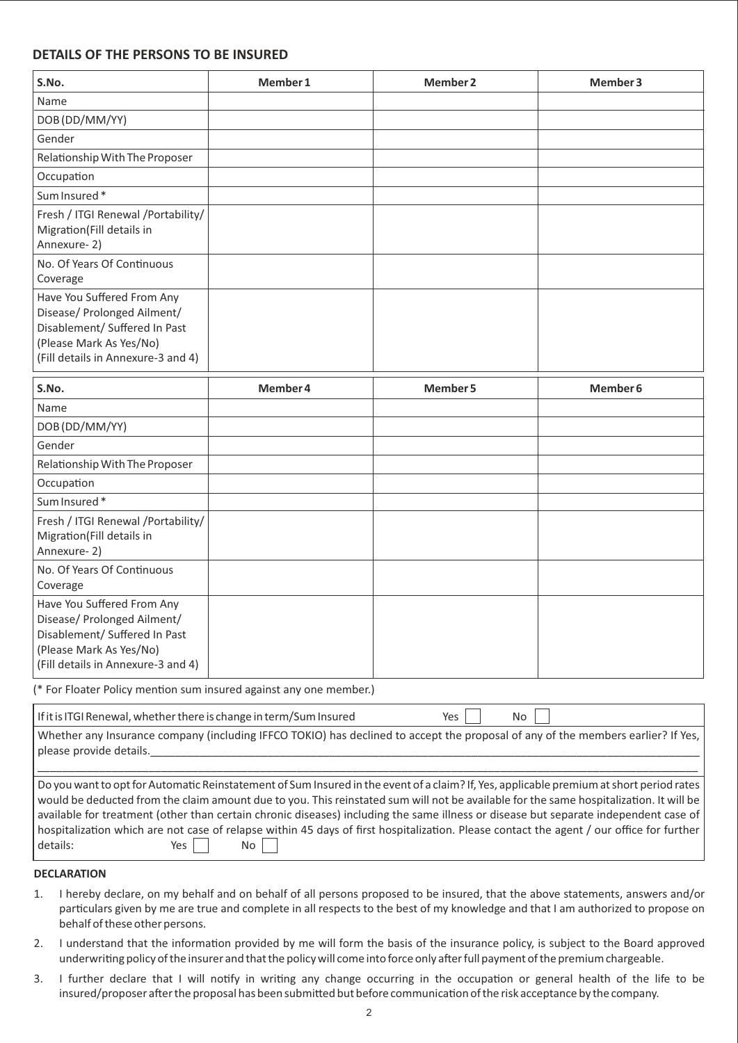## DETAILS OF THE PERSONS TO BE INSURED

| S.No. | Member 1 | Member 2 | Member 3 |
|---|---|---|---|
| Name | | | |
| DOB (DD/MM/YY) | | | |
| Gender | | | |
| Relationship With The Proposer | | | |
| Occupation | | | |
| Sum Insured * | | | |
| Fresh / ITGI Renewal /Portability/ Migration(Fill details in Annexure- 2) | | | |
| No. Of Years Of Continuous Coverage | | | |
| Have You Suffered From Any Disease/ Prolonged Ailment/ Disablement/ Suffered In Past (Please Mark As Yes/No) (Fill details in Annexure-3 and 4) | | | |

| S.No. | Member 4 | Member 5 | Member 6 |
|---|---|---|---|
| Name | | | |
| DOB (DD/MM/YY) | | | |
| Gender | | | |
| Relationship With The Proposer | | | |
| Occupation | | | |
| Sum Insured * | | | |
| Fresh / ITGI Renewal /Portability/ Migration(Fill details in Annexure- 2) | | | |
| No. Of Years Of Continuous Coverage | | | |
| Have You Suffered From Any Disease/ Prolonged Ailment/ Disablement/ Suffered In Past (Please Mark As Yes/No) (Fill details in Annexure-3 and 4) | | | |

(* For Floater Policy mention sum insured against any one member.)

If it is ITGI Renewal, whether there is change in term/Sum Insured Yes ☐ No ☐

Whether any Insurance company (including IFFCO TOKIO) has declined to accept the proposal of any of the members earlier? If Yes, please provide details.____________________________________________________________________________________________

____________________________________________________________________________________________________________

Do you want to opt for Automatic Reinstatement of Sum Insured in the event of a claim? If, Yes, applicable premium at short period rates would be deducted from the claim amount due to you. This reinstated sum will not be available for the same hospitalization. It will be available for treatment (other than certain chronic diseases) including the same illness or disease but separate independent case of hospitalization which are not case of relapse within 45 days of first hospitalization. Please contact the agent / our office for further details: Yes ☐ No ☐

### DECLARATION

1. I hereby declare, on my behalf and on behalf of all persons proposed to be insured, that the above statements, answers and/or particulars given by me are true and complete in all respects to the best of my knowledge and that I am authorized to propose on behalf of these other persons.
2. I understand that the information provided by me will form the basis of the insurance policy, is subject to the Board approved underwriting policy of the insurer and that the policy will come into force only after full payment of the premium chargeable.
3. I further declare that I will notify in writing any change occurring in the occupation or general health of the life to be insured/proposer after the proposal has been submitted but before communication of the risk acceptance by the company.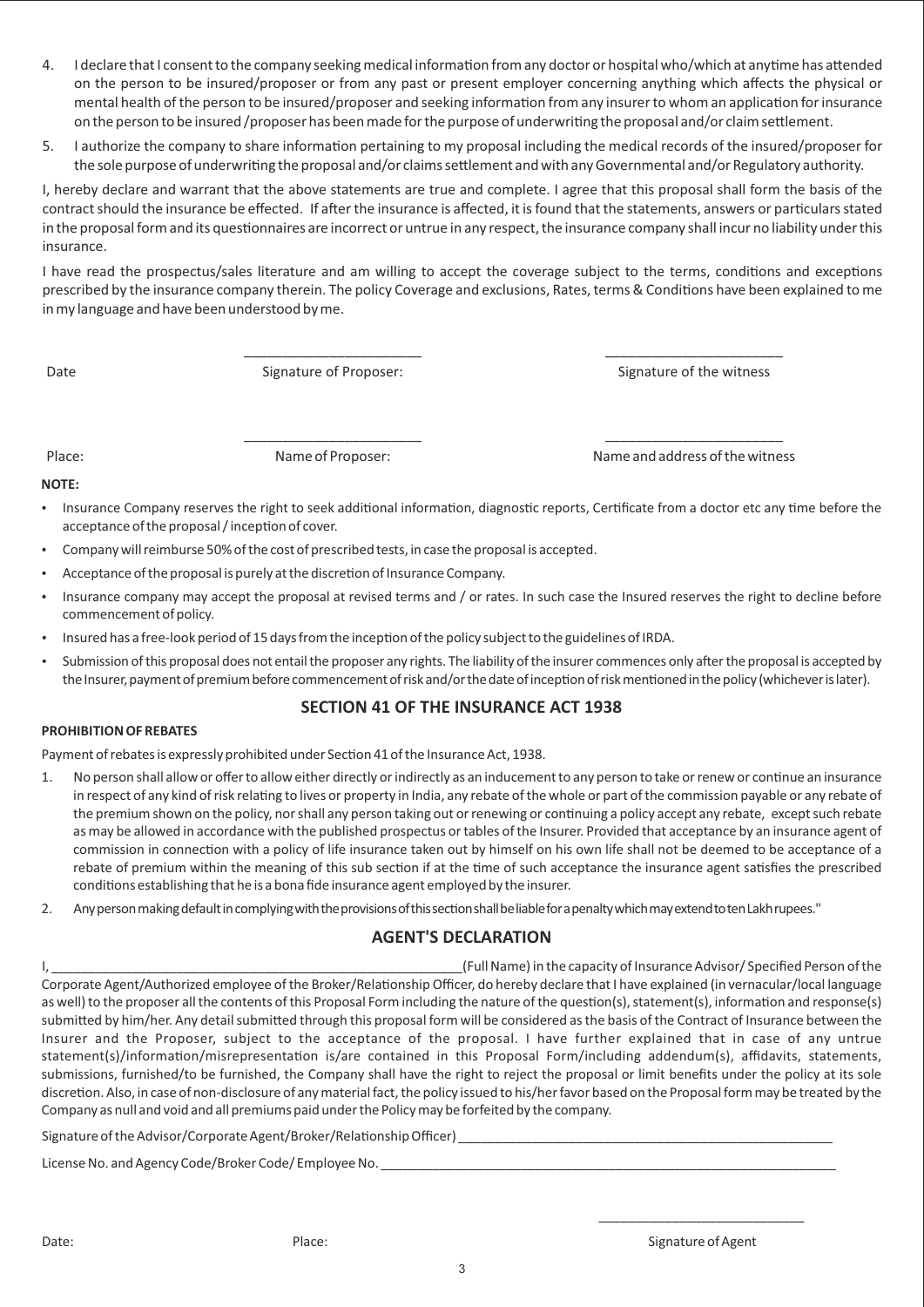4. I declare that I consent to the company seeking medical information from any doctor or hospital who/which at anytime has attended on the person to be insured/proposer or from any past or present employer concerning anything which affects the physical or mental health of the person to be insured/proposer and seeking information from any insurer to whom an application for insurance on the person to be insured /proposer has been made for the purpose of underwriting the proposal and/or claim settlement.
5. I authorize the company to share information pertaining to my proposal including the medical records of the insured/proposer for the sole purpose of underwriting the proposal and/or claims settlement and with any Governmental and/or Regulatory authority.

I, hereby declare and warrant that the above statements are true and complete. I agree that this proposal shall form the basis of the contract should the insurance be effected. If after the insurance is affected, it is found that the statements, answers or particulars stated in the proposal form and its questionnaires are incorrect or untrue in any respect, the insurance company shall incur no liability under this insurance.

I have read the prospectus/sales literature and am willing to accept the coverage subject to the terms, conditions and exceptions prescribed by the insurance company therein. The policy Coverage and exclusions, Rates, terms & Conditions have been explained to me in my language and have been understood by me.

Date ______________________ Signature of Proposer: ______________________ Signature of the witness

Place: ______________________ Name of Proposer: ______________________ Name and address of the witness

**NOTE:**

- Insurance Company reserves the right to seek additional information, diagnostic reports, Certificate from a doctor etc any time before the acceptance of the proposal / inception of cover.
- Company will reimburse 50% of the cost of prescribed tests, in case the proposal is accepted.
- Acceptance of the proposal is purely at the discretion of Insurance Company.
- Insurance company may accept the proposal at revised terms and / or rates. In such case the Insured reserves the right to decline before commencement of policy.
- Insured has a free-look period of 15 days from the inception of the policy subject to the guidelines of IRDA.
- Submission of this proposal does not entail the proposer any rights. The liability of the insurer commences only after the proposal is accepted by the Insurer, payment of premium before commencement of risk and/or the date of inception of risk mentioned in the policy (whichever is later).

## SECTION 41 OF THE INSURANCE ACT 1938

**PROHIBITION OF REBATES**

Payment of rebates is expressly prohibited under Section 41 of the Insurance Act, 1938.

1. No person shall allow or offer to allow either directly or indirectly as an inducement to any person to take or renew or continue an insurance in respect of any kind of risk relating to lives or property in India, any rebate of the whole or part of the commission payable or any rebate of the premium shown on the policy, nor shall any person taking out or renewing or continuing a policy accept any rebate, except such rebate as may be allowed in accordance with the published prospectus or tables of the Insurer. Provided that acceptance by an insurance agent of commission in connection with a policy of life insurance taken out by himself on his own life shall not be deemed to be acceptance of a rebate of premium within the meaning of this sub section if at the time of such acceptance the insurance agent satisfies the prescribed conditions establishing that he is a bona fide insurance agent employed by the insurer.
2. Any person making default in complying with the provisions of this section shall be liable for a penalty which may extend to ten Lakh rupees."

## AGENT'S DECLARATION

I, ____________________________________________________(Full Name) in the capacity of Insurance Advisor/ Specified Person of the Corporate Agent/Authorized employee of the Broker/Relationship Officer, do hereby declare that I have explained (in vernacular/local language as well) to the proposer all the contents of this Proposal Form including the nature of the question(s), statement(s), information and response(s) submitted by him/her. Any detail submitted through this proposal form will be considered as the basis of the Contract of Insurance between the Insurer and the Proposer, subject to the acceptance of the proposal. I have further explained that in case of any untrue statement(s)/information/misrepresentation is/are contained in this Proposal Form/including addendum(s), affidavits, statements, submissions, furnished/to be furnished, the Company shall have the right to reject the proposal or limit benefits under the policy at its sole discretion. Also, in case of non-disclosure of any material fact, the policy issued to his/her favor based on the Proposal form may be treated by the Company as null and void and all premiums paid under the Policy may be forfeited by the company.

Signature of the Advisor/Corporate Agent/Broker/Relationship Officer) ____________________________________________________

License No. and Agency Code/Broker Code/ Employee No. ____________________________________________________________

Date: Place: ______________________ Signature of Agent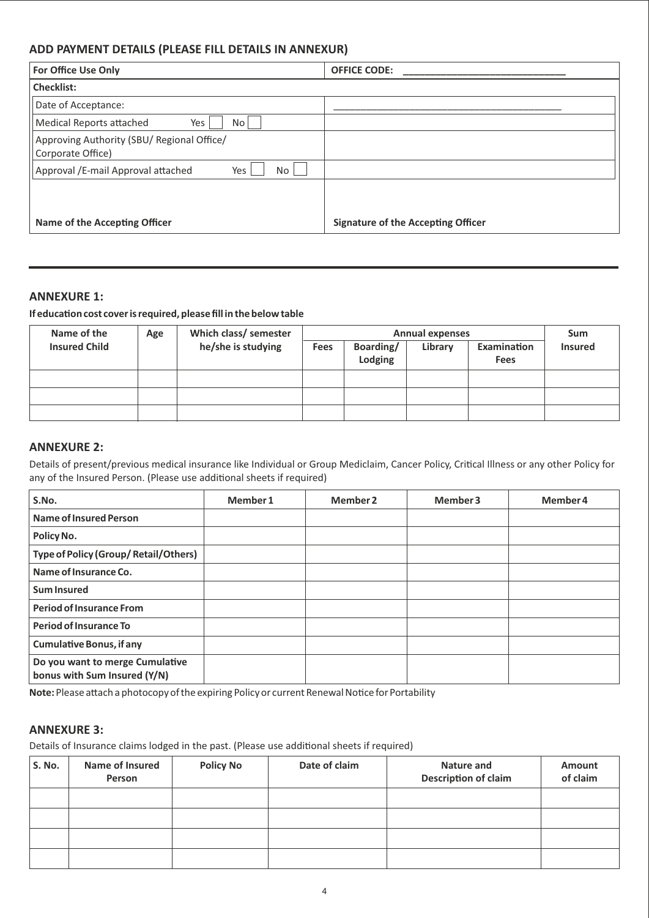## ADD PAYMENT DETAILS (PLEASE FILL DETAILS IN ANNEXUR)

| For Office Use Only | OFFICE CODE: ____________________________ |
|---|---|
| **Checklist:** | |
| Date of Acceptance: | ________________________________________ |
| Medical Reports attached Yes [ ] No [ ] | |
| Approving Authority (SBU/ Regional Office/ Corporate Office) | |
| Approval /E-mail Approval attached Yes [ ] No [ ] | |
| **Name of the Accepting Officer** | **Signature of the Accepting Officer** |

## ANNEXURE 1:

**If education cost cover is required, please fill in the below table**

| Name of the Insured Child | Age | Which class/ semester he/she is studying | Annual expenses | | | | Sum Insured |
|---|---|---|---|---|---|---|---|
| | | | Fees | Boarding/ Lodging | Library | Examination Fees | |
| | | | | | | | |
| | | | | | | | |
| | | | | | | | |

## ANNEXURE 2:

Details of present/previous medical insurance like Individual or Group Mediclaim, Cancer Policy, Critical Illness or any other Policy for any of the Insured Person. (Please use additional sheets if required)

| S.No. | Member 1 | Member 2 | Member 3 | Member 4 |
|---|---|---|---|---|
| **Name of Insured Person** | | | | |
| **Policy No.** | | | | |
| **Type of Policy (Group/ Retail/Others)** | | | | |
| **Name of Insurance Co.** | | | | |
| **Sum Insured** | | | | |
| **Period of Insurance From** | | | | |
| **Period of Insurance To** | | | | |
| **Cumulative Bonus, if any** | | | | |
| **Do you want to merge Cumulative bonus with Sum Insured (Y/N)** | | | | |

**Note:** Please attach a photocopy of the expiring Policy or current Renewal Notice for Portability

## ANNEXURE 3:

Details of Insurance claims lodged in the past. (Please use additional sheets if required)

| S. No. | Name of Insured Person | Policy No | Date of claim | Nature and Description of claim | Amount of claim |
|---|---|---|---|---|---|
| | | | | | |
| | | | | | |
| | | | | | |
| | | | | | |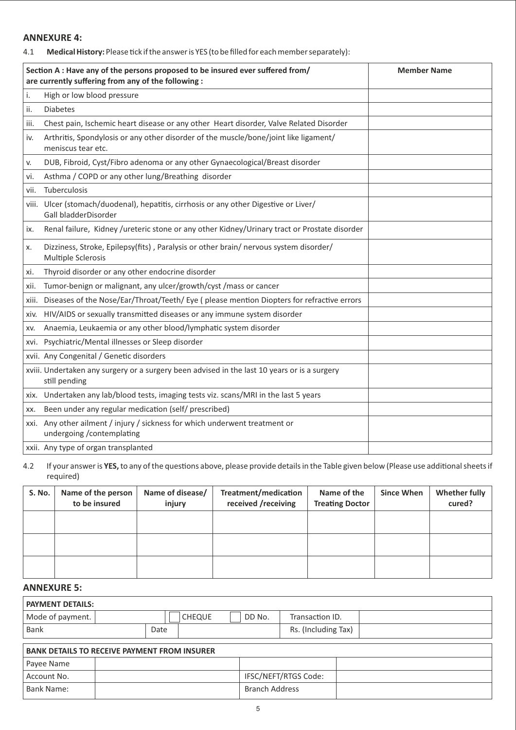## ANNEXURE 4:

4.1 **Medical History:** Please tick if the answer is YES (to be filled for each member separately):

| Section A : Have any of the persons proposed to be insured ever suffered from/ are currently suffering from any of the following : | Member Name |
|---|---|
| i. High or low blood pressure | |
| ii. Diabetes | |
| iii. Chest pain, Ischemic heart disease or any other Heart disorder, Valve Related Disorder | |
| iv. Arthritis, Spondylosis or any other disorder of the muscle/bone/joint like ligament/ meniscus tear etc. | |
| v. DUB, Fibroid, Cyst/Fibro adenoma or any other Gynaecological/Breast disorder | |
| vi. Asthma / COPD or any other lung/Breathing disorder | |
| vii. Tuberculosis | |
| viii. Ulcer (stomach/duodenal), hepatitis, cirrhosis or any other Digestive or Liver/ Gall bladderDisorder | |
| ix. Renal failure, Kidney /ureteric stone or any other Kidney/Urinary tract or Prostate disorder | |
| x. Dizziness, Stroke, Epilepsy(fits) , Paralysis or other brain/ nervous system disorder/ Multiple Sclerosis | |
| xi. Thyroid disorder or any other endocrine disorder | |
| xii. Tumor-benign or malignant, any ulcer/growth/cyst /mass or cancer | |
| xiii. Diseases of the Nose/Ear/Throat/Teeth/ Eye ( please mention Diopters for refractive errors | |
| xiv. HIV/AIDS or sexually transmitted diseases or any immune system disorder | |
| xv. Anaemia, Leukaemia or any other blood/lymphatic system disorder | |
| xvi. Psychiatric/Mental illnesses or Sleep disorder | |
| xvii. Any Congenital / Genetic disorders | |
| xviii. Undertaken any surgery or a surgery been advised in the last 10 years or is a surgery still pending | |
| xix. Undertaken any lab/blood tests, imaging tests viz. scans/MRI in the last 5 years | |
| xx. Been under any regular medication (self/ prescribed) | |
| xxi. Any other ailment / injury / sickness for which underwent treatment or undergoing /contemplating | |
| xxii. Any type of organ transplanted | |

4.2 If your answer is **YES,** to any of the questions above, please provide details in the Table given below (Please use additional sheets if required)

| S. No. | Name of the person to be insured | Name of disease/ injury | Treatment/medication received /receiving | Name of the Treating Doctor | Since When | Whether fully cured? |
|---|---|---|---|---|---|---|
| | | | | | | |
| | | | | | | |
| | | | | | | |

## ANNEXURE 5:

| PAYMENT DETAILS: | | | | | | |
|---|---|---|---|---|---|---|
| Mode of payment. | | | CHEQUE | DD No. | Transaction ID. | |
| Bank | | Date | | | Rs. (Including Tax) | |

| BANK DETAILS TO RECEIVE PAYMENT FROM INSURER | | | |
|---|---|---|---|
| Payee Name | | | |
| Account No. | | IFSC/NEFT/RTGS Code: | |
| Bank Name: | | Branch Address | |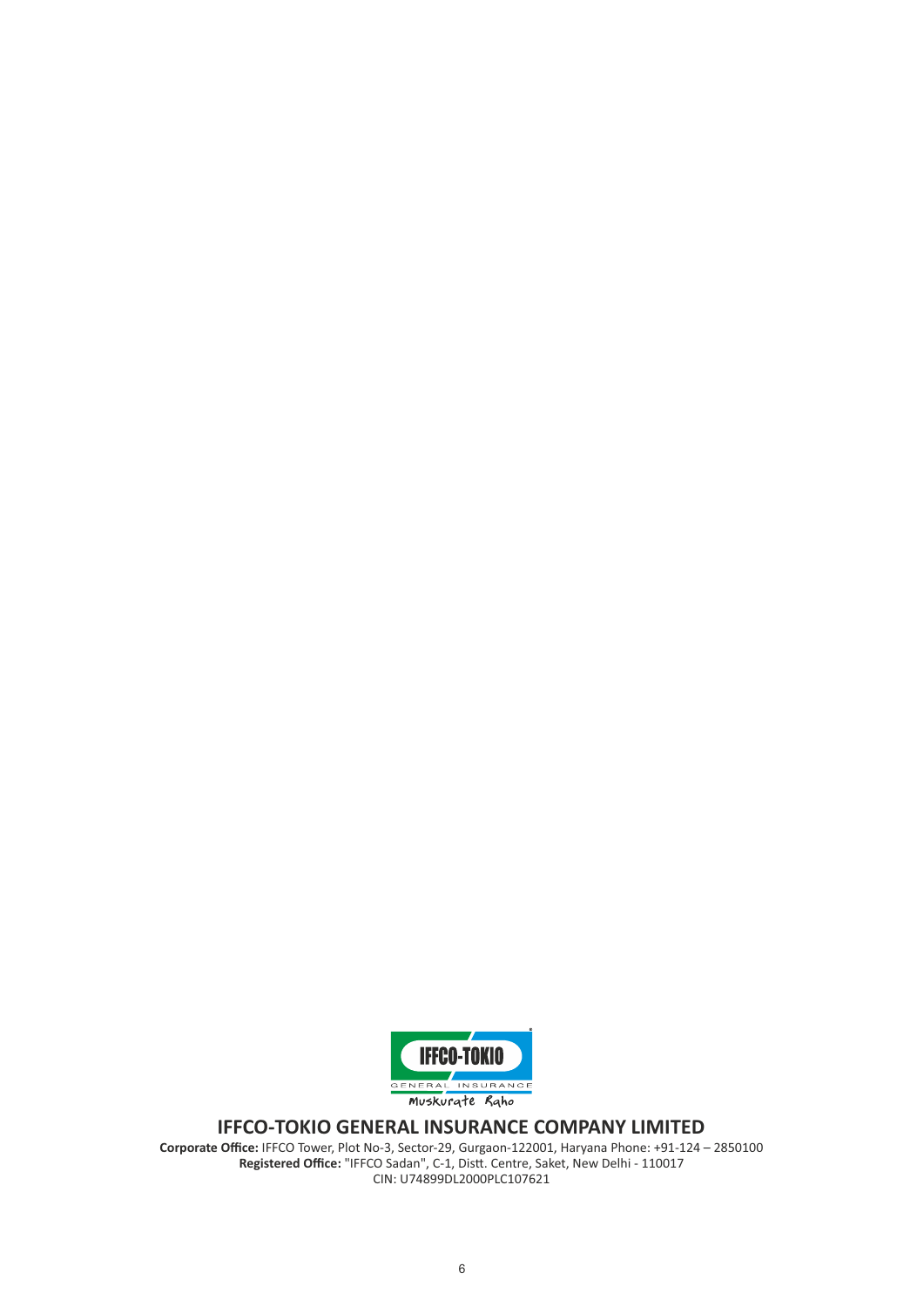IFFCO-TOKIO GENERAL INSURANCE

Muskurate Raho

## IFFCO-TOKIO GENERAL INSURANCE COMPANY LIMITED

**Corporate Office:** IFFCO Tower, Plot No-3, Sector-29, Gurgaon-122001, Haryana Phone: +91-124 – 2850100
**Registered Office:** "IFFCO Sadan", C-1, Distt. Centre, Saket, New Delhi - 110017
CIN: U74899DL2000PLC107621